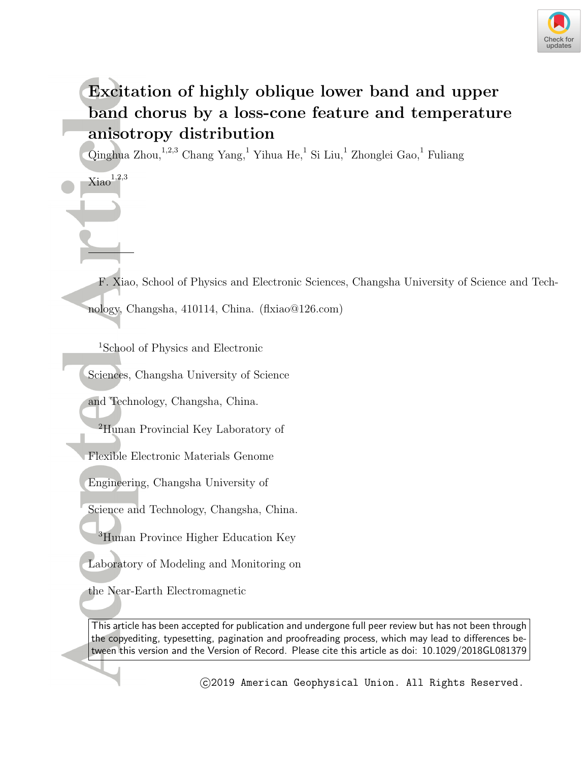# Excitation of highly oblique lower band and upper band chorus by a loss-cone feature and temperature anisotropy distribution

Qinghua Zhou,[1,2,3] Chang Yang,[1] Yihua He,[1] Si Liu,[1] Zhonglei Gao,[1] Fuliang Xiao[1,2,3]

F. Xiao, School of Physics and Electronic Sciences, Changsha University of Science and Technology, Changsha, 410114, China. (flxiao@126.com)

[1]School of Physics and Electronic Sciences, Changsha University of Science and Technology, Changsha, China.

[2]Hunan Provincial Key Laboratory of Flexible Electronic Materials Genome Engineering, Changsha University of Science and Technology, Changsha, China.

[3]Hunan Province Higher Education Key Laboratory of Modeling and Monitoring on the Near-Earth Electromagnetic

This article has been accepted for publication and undergone full peer review but has not been through the copyediting, typesetting, pagination and proofreading process, which may lead to differences between this version and the Version of Record. Please cite this article as doi: 10.1029/2018GL081379

©2019 American Geophysical Union. All Rights Reserved.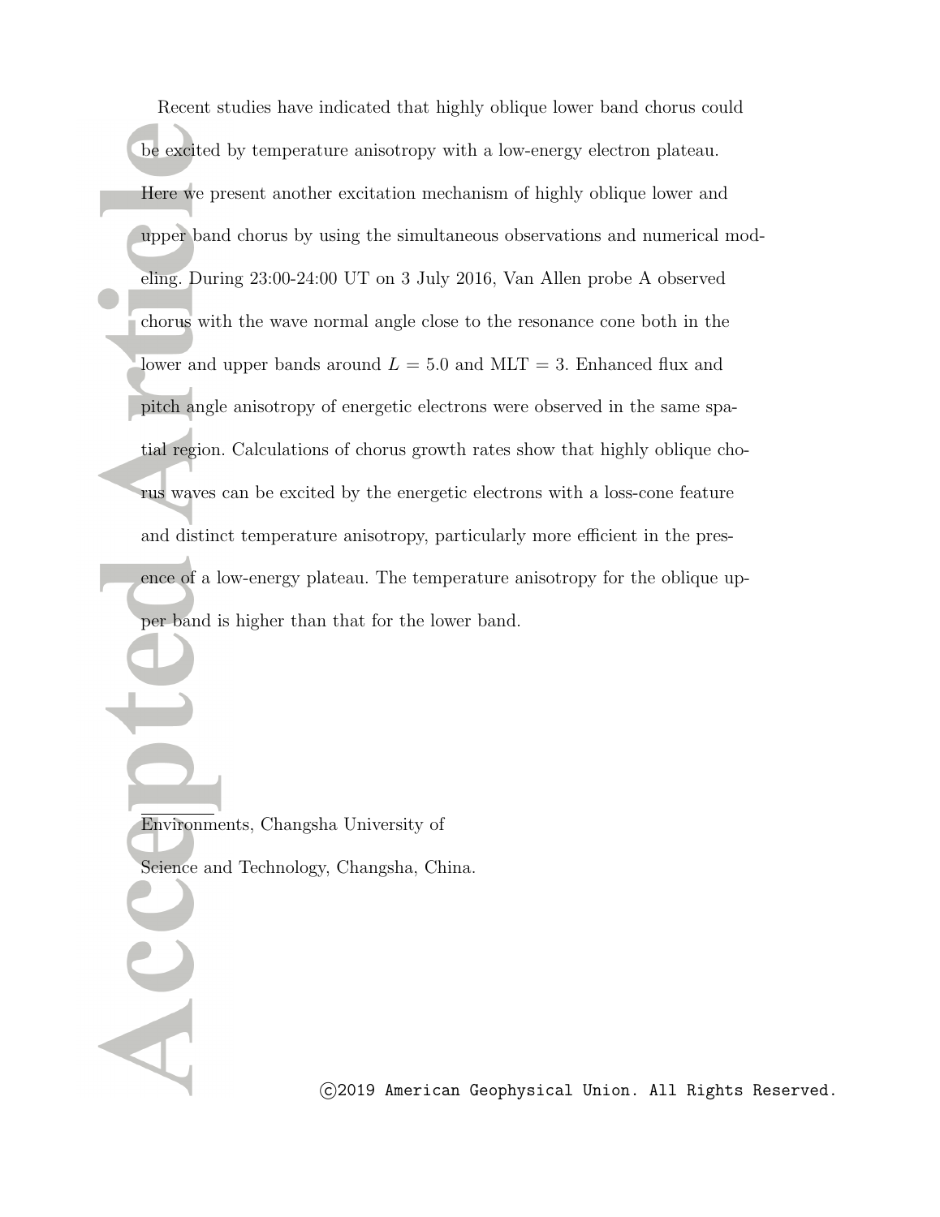Recent studies have indicated that highly oblique lower band chorus could be excited by temperature anisotropy with a low-energy electron plateau. Here we present another excitation mechanism of highly oblique lower and upper band chorus by using the simultaneous observations and numerical modeling. During 23:00-24:00 UT on 3 July 2016, Van Allen probe A observed chorus with the wave normal angle close to the resonance cone both in the lower and upper bands around $L = 5.0$ and MLT = 3. Enhanced flux and pitch angle anisotropy of energetic electrons were observed in the same spatial region. Calculations of chorus growth rates show that highly oblique chorus waves can be excited by the energetic electrons with a loss-cone feature and distinct temperature anisotropy, particularly more efficient in the presence of a low-energy plateau. The temperature anisotropy for the oblique upper band is higher than that for the lower band.

Environments, Changsha University of Science and Technology, Changsha, China.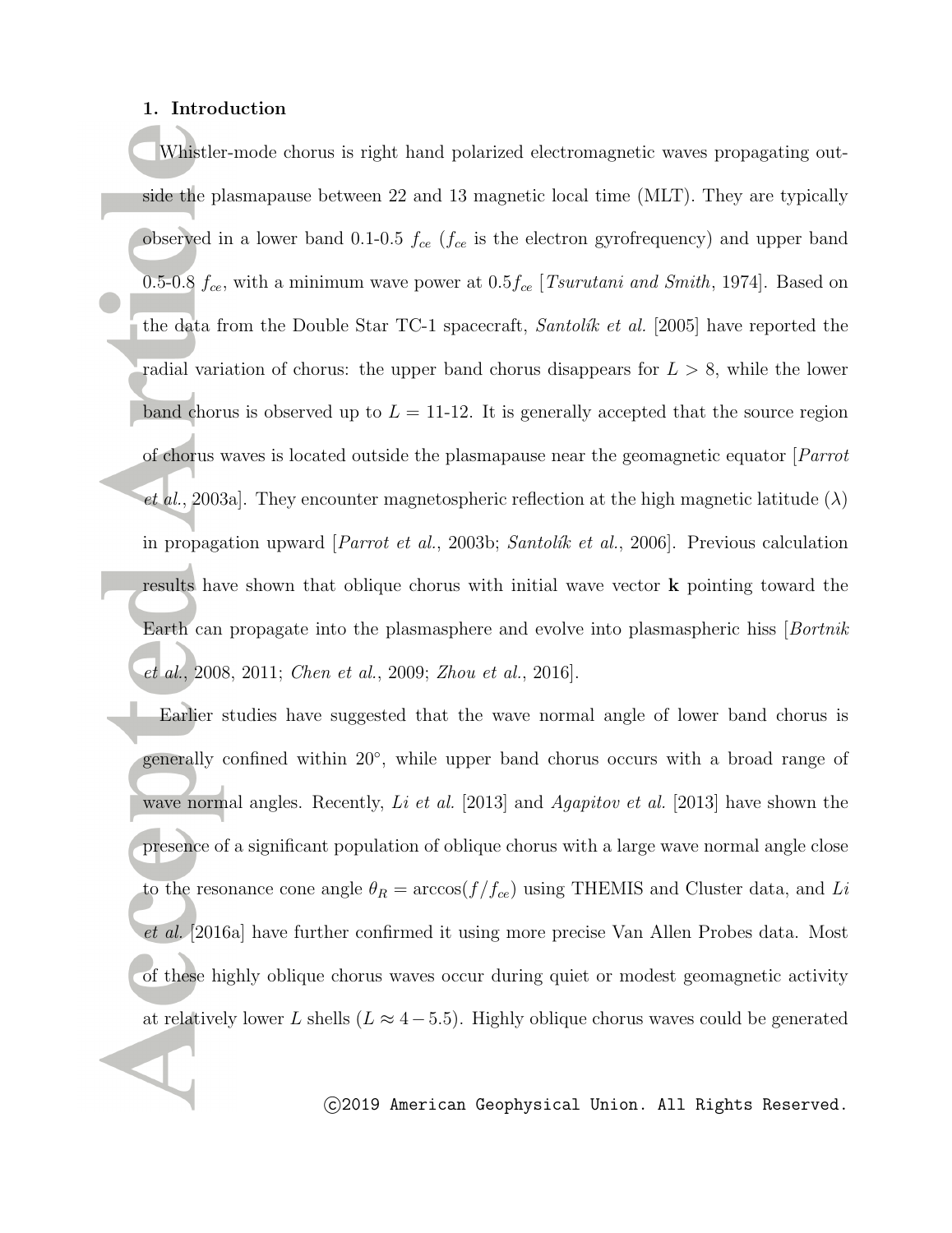## 1. Introduction

Whistler-mode chorus is right hand polarized electromagnetic waves propagating outside the plasmapause between 22 and 13 magnetic local time (MLT). They are typically observed in a lower band 0.1-0.5 $f_{ce}$ ($f_{ce}$ is the electron gyrofrequency) and upper band 0.5-0.8 $f_{ce}$, with a minimum wave power at $0.5 f_{ce}$ [*Tsurutani and Smith*, 1974]. Based on the data from the Double Star TC-1 spacecraft, *Santolík et al.* [2005] have reported the radial variation of chorus: the upper band chorus disappears for $L > 8$, while the lower band chorus is observed up to $L$ = 11-12. It is generally accepted that the source region of chorus waves is located outside the plasmapause near the geomagnetic equator [*Parrot et al.*, 2003a]. They encounter magnetospheric reflection at the high magnetic latitude ($\lambda$) in propagation upward [*Parrot et al.*, 2003b; *Santolík et al.*, 2006]. Previous calculation results have shown that oblique chorus with initial wave vector **k** pointing toward the Earth can propagate into the plasmasphere and evolve into plasmaspheric hiss [*Bortnik et al.*, 2008, 2011; *Chen et al.*, 2009; *Zhou et al.*, 2016].

Earlier studies have suggested that the wave normal angle of lower band chorus is generally confined within 20°, while upper band chorus occurs with a broad range of wave normal angles. Recently, *Li et al.* [2013] and *Agapitov et al.* [2013] have shown the presence of a significant population of oblique chorus with a large wave normal angle close to the resonance cone angle $\theta_R = \arccos(f/f_{ce})$ using THEMIS and Cluster data, and *Li et al.* [2016a] have further confirmed it using more precise Van Allen Probes data. Most of these highly oblique chorus waves occur during quiet or modest geomagnetic activity at relatively lower $L$ shells ($L \approx 4-5.5$). Highly oblique chorus waves could be generated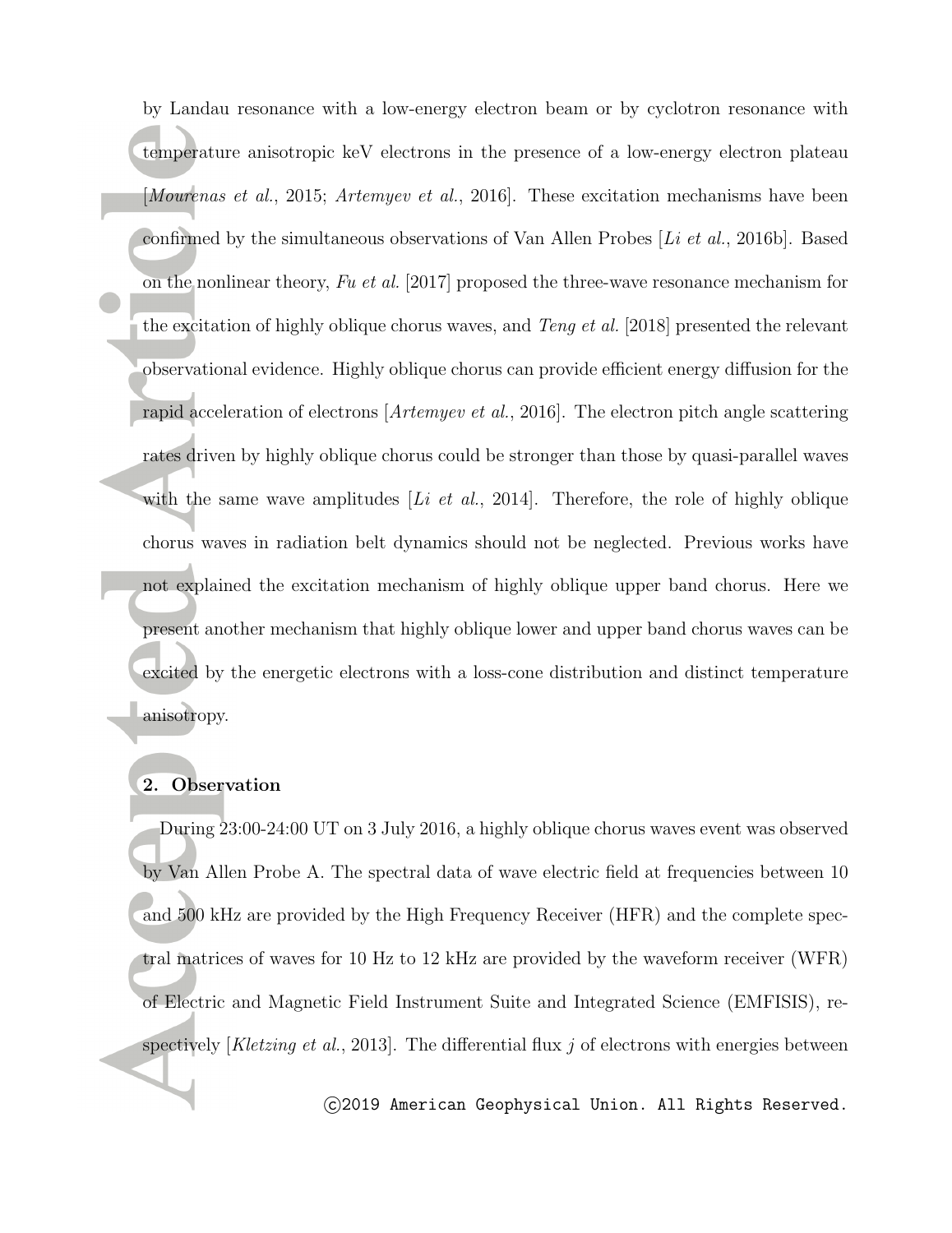by Landau resonance with a low-energy electron beam or by cyclotron resonance with temperature anisotropic keV electrons in the presence of a low-energy electron plateau [*Mourenas et al.*, 2015; *Artemyev et al.*, 2016]. These excitation mechanisms have been confirmed by the simultaneous observations of Van Allen Probes [*Li et al.*, 2016b]. Based on the nonlinear theory, *Fu et al.* [2017] proposed the three-wave resonance mechanism for the excitation of highly oblique chorus waves, and *Teng et al.* [2018] presented the relevant observational evidence. Highly oblique chorus can provide efficient energy diffusion for the rapid acceleration of electrons [*Artemyev et al.*, 2016]. The electron pitch angle scattering rates driven by highly oblique chorus could be stronger than those by quasi-parallel waves with the same wave amplitudes [*Li et al.*, 2014]. Therefore, the role of highly oblique chorus waves in radiation belt dynamics should not be neglected. Previous works have not explained the excitation mechanism of highly oblique upper band chorus. Here we present another mechanism that highly oblique lower and upper band chorus waves can be excited by the energetic electrons with a loss-cone distribution and distinct temperature anisotropy.

## 2. Observation

During 23:00-24:00 UT on 3 July 2016, a highly oblique chorus waves event was observed by Van Allen Probe A. The spectral data of wave electric field at frequencies between 10 and 500 kHz are provided by the High Frequency Receiver (HFR) and the complete spectral matrices of waves for 10 Hz to 12 kHz are provided by the waveform receiver (WFR) of Electric and Magnetic Field Instrument Suite and Integrated Science (EMFISIS), respectively [*Kletzing et al.*, 2013]. The differential flux $j$ of electrons with energies between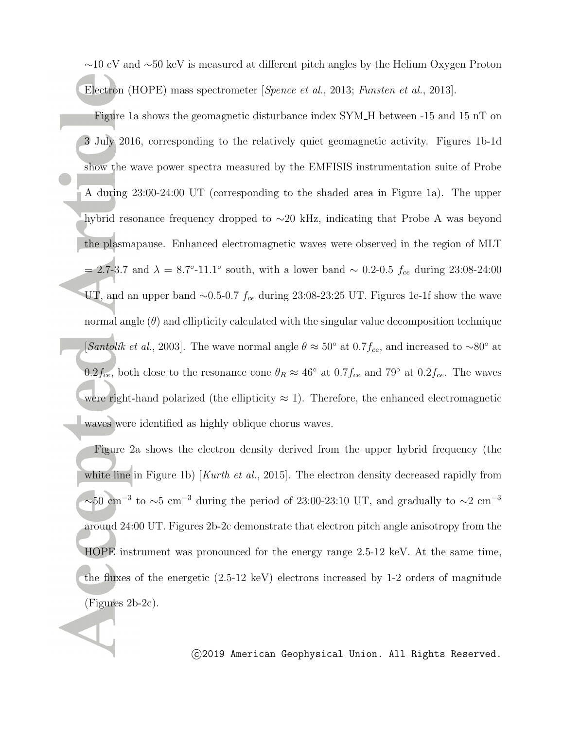~10 eV and ~50 keV is measured at different pitch angles by the Helium Oxygen Proton Electron (HOPE) mass spectrometer [*Spence et al.*, 2013; *Funsten et al.*, 2013].

Figure 1a shows the geomagnetic disturbance index SYM_H between -15 and 15 nT on 3 July 2016, corresponding to the relatively quiet geomagnetic activity. Figures 1b-1d show the wave power spectra measured by the EMFISIS instrumentation suite of Probe A during 23:00-24:00 UT (corresponding to the shaded area in Figure 1a). The upper hybrid resonance frequency dropped to ~20 kHz, indicating that Probe A was beyond the plasmapause. Enhanced electromagnetic waves were observed in the region of MLT = 2.7-3.7 and $\lambda$ = 8.7°-11.1° south, with a lower band ~ 0.2-0.5 $f_{ce}$ during 23:08-24:00 UT, and an upper band ~0.5-0.7 $f_{ce}$ during 23:08-23:25 UT. Figures 1e-1f show the wave normal angle ($\theta$) and ellipticity calculated with the singular value decomposition technique [*Santolík et al.*, 2003]. The wave normal angle $\theta \approx 50°$ at $0.7 f_{ce}$, and increased to ~80° at $0.2 f_{ce}$, both close to the resonance cone $\theta_R \approx 46°$ at $0.7 f_{ce}$ and 79° at $0.2 f_{ce}$. The waves were right-hand polarized (the ellipticity ≈ 1). Therefore, the enhanced electromagnetic waves were identified as highly oblique chorus waves.

Figure 2a shows the electron density derived from the upper hybrid frequency (the white line in Figure 1b) [*Kurth et al.*, 2015]. The electron density decreased rapidly from ~50 cm$^{-3}$ to ~5 cm$^{-3}$ during the period of 23:00-23:10 UT, and gradually to ~2 cm$^{-3}$ around 24:00 UT. Figures 2b-2c demonstrate that electron pitch angle anisotropy from the HOPE instrument was pronounced for the energy range 2.5-12 keV. At the same time, the fluxes of the energetic (2.5-12 keV) electrons increased by 1-2 orders of magnitude (Figures 2b-2c).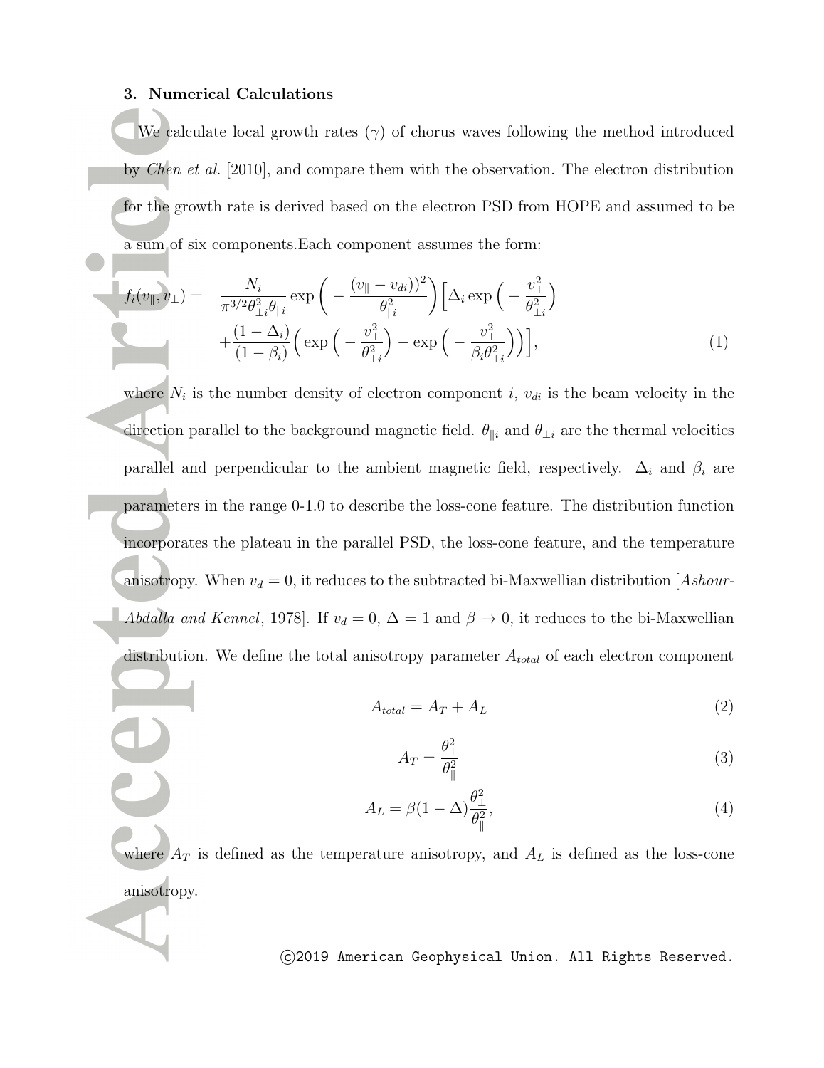### 3. Numerical Calculations

We calculate local growth rates ($\gamma$) of chorus waves following the method introduced by *Chen et al.* [2010], and compare them with the observation. The electron distribution for the growth rate is derived based on the electron PSD from HOPE and assumed to be a sum of six components.Each component assumes the form:

$$
\begin{aligned}
f_i(v_\parallel, v_\perp) = \quad & \frac{N_i}{\pi^{3/2}\theta_{\perp i}^2\theta_{\parallel i}} \exp\Big(-\frac{(v_\parallel - v_{di}))^2}{\theta_{\parallel i}^2}\Big)\Big[\Delta_i \exp\Big(-\frac{v_\perp^2}{\theta_{\perp i}^2}\Big) \\
& + \frac{(1-\Delta_i)}{(1-\beta_i)}\Big(\exp\Big(-\frac{v_\perp^2}{\theta_{\perp i}^2}\Big) - \exp\Big(-\frac{v_\perp^2}{\beta_i\theta_{\perp i}^2}\Big)\Big)\Big],
\end{aligned}
\tag{1}
$$

where $N_i$ is the number density of electron component $i$, $v_{di}$ is the beam velocity in the direction parallel to the background magnetic field. $\theta_{\parallel i}$ and $\theta_{\perp i}$ are the thermal velocities parallel and perpendicular to the ambient magnetic field, respectively. $\Delta_i$ and $\beta_i$ are parameters in the range 0-1.0 to describe the loss-cone feature. The distribution function incorporates the plateau in the parallel PSD, the loss-cone feature, and the temperature anisotropy. When $v_d = 0$, it reduces to the subtracted bi-Maxwellian distribution [*Ashour-Abdalla and Kennel*, 1978]. If $v_d = 0$, $\Delta = 1$ and $\beta \rightarrow 0$, it reduces to the bi-Maxwellian distribution. We define the total anisotropy parameter $A_{total}$ of each electron component

$$
A_{total} = A_T + A_L \tag{2}
$$

$$
A_T = \frac{\theta_\perp^2}{\theta_\parallel^2} \tag{3}
$$

$$
A_L = \beta(1-\Delta)\frac{\theta_\perp^2}{\theta_\parallel^2}, \tag{4}
$$

where $A_T$ is defined as the temperature anisotropy, and $A_L$ is defined as the loss-cone anisotropy.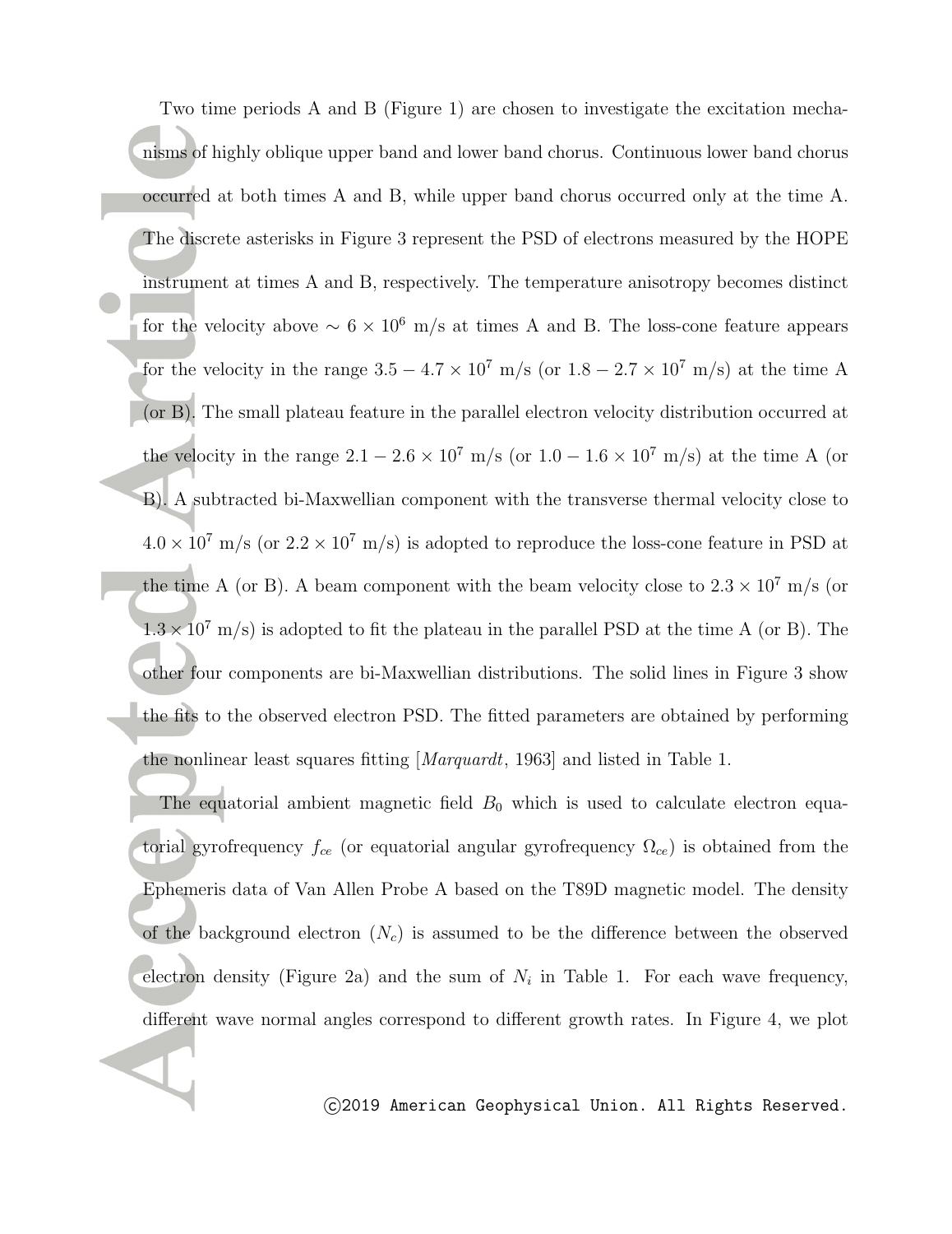Two time periods A and B (Figure 1) are chosen to investigate the excitation mechanisms of highly oblique upper band and lower band chorus. Continuous lower band chorus occurred at both times A and B, while upper band chorus occurred only at the time A. The discrete asterisks in Figure 3 represent the PSD of electrons measured by the HOPE instrument at times A and B, respectively. The temperature anisotropy becomes distinct for the velocity above $\sim 6 \times 10^6$ m/s at times A and B. The loss-cone feature appears for the velocity in the range $3.5 - 4.7 \times 10^7$ m/s (or $1.8 - 2.7 \times 10^7$ m/s) at the time A (or B). The small plateau feature in the parallel electron velocity distribution occurred at the velocity in the range $2.1 - 2.6 \times 10^7$ m/s (or $1.0 - 1.6 \times 10^7$ m/s) at the time A (or B). A subtracted bi-Maxwellian component with the transverse thermal velocity close to $4.0 \times 10^7$ m/s (or $2.2 \times 10^7$ m/s) is adopted to reproduce the loss-cone feature in PSD at the time A (or B). A beam component with the beam velocity close to $2.3 \times 10^7$ m/s (or $1.3 \times 10^7$ m/s) is adopted to fit the plateau in the parallel PSD at the time A (or B). The other four components are bi-Maxwellian distributions. The solid lines in Figure 3 show the fits to the observed electron PSD. The fitted parameters are obtained by performing the nonlinear least squares fitting [*Marquardt*, 1963] and listed in Table 1.

The equatorial ambient magnetic field $B_0$ which is used to calculate electron equatorial gyrofrequency $f_{ce}$ (or equatorial angular gyrofrequency $\Omega_{ce}$) is obtained from the Ephemeris data of Van Allen Probe A based on the T89D magnetic model. The density of the background electron ($N_c$) is assumed to be the difference between the observed electron density (Figure 2a) and the sum of $N_i$ in Table 1. For each wave frequency, different wave normal angles correspond to different growth rates. In Figure 4, we plot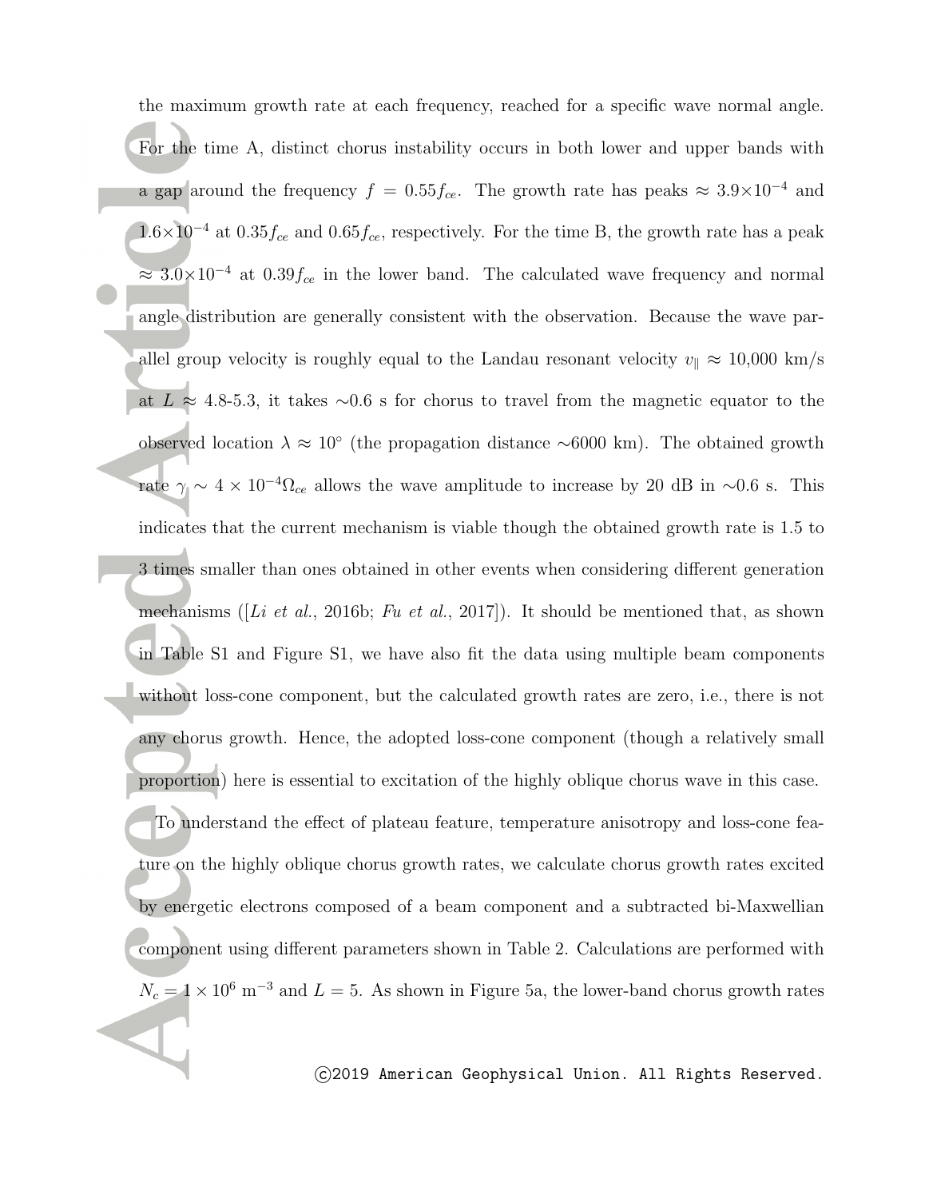the maximum growth rate at each frequency, reached for a specific wave normal angle. For the time A, distinct chorus instability occurs in both lower and upper bands with a gap around the frequency $f = 0.55 f_{ce}$. The growth rate has peaks $\approx 3.9 \times 10^{-4}$ and $1.6 \times 10^{-4}$ at $0.35 f_{ce}$ and $0.65 f_{ce}$, respectively. For the time B, the growth rate has a peak $\approx 3.0 \times 10^{-4}$ at $0.39 f_{ce}$ in the lower band. The calculated wave frequency and normal angle distribution are generally consistent with the observation. Because the wave parallel group velocity is roughly equal to the Landau resonant velocity $v_\parallel \approx$ 10,000 km/s at $L \approx$ 4.8-5.3, it takes ~0.6 s for chorus to travel from the magnetic equator to the observed location $\lambda \approx 10^\circ$ (the propagation distance ~6000 km). The obtained growth rate $\gamma \sim 4 \times 10^{-4} \Omega_{ce}$ allows the wave amplitude to increase by 20 dB in ~0.6 s. This indicates that the current mechanism is viable though the obtained growth rate is 1.5 to 3 times smaller than ones obtained in other events when considering different generation mechanisms ([*Li et al.*, 2016b; *Fu et al.*, 2017]). It should be mentioned that, as shown in Table S1 and Figure S1, we have also fit the data using multiple beam components without loss-cone component, but the calculated growth rates are zero, i.e., there is not any chorus growth. Hence, the adopted loss-cone component (though a relatively small proportion) here is essential to excitation of the highly oblique chorus wave in this case.

To understand the effect of plateau feature, temperature anisotropy and loss-cone feature on the highly oblique chorus growth rates, we calculate chorus growth rates excited by energetic electrons composed of a beam component and a subtracted bi-Maxwellian component using different parameters shown in Table 2. Calculations are performed with $N_c = 1 \times 10^6$ m$^{-3}$ and $L = 5$. As shown in Figure 5a, the lower-band chorus growth rates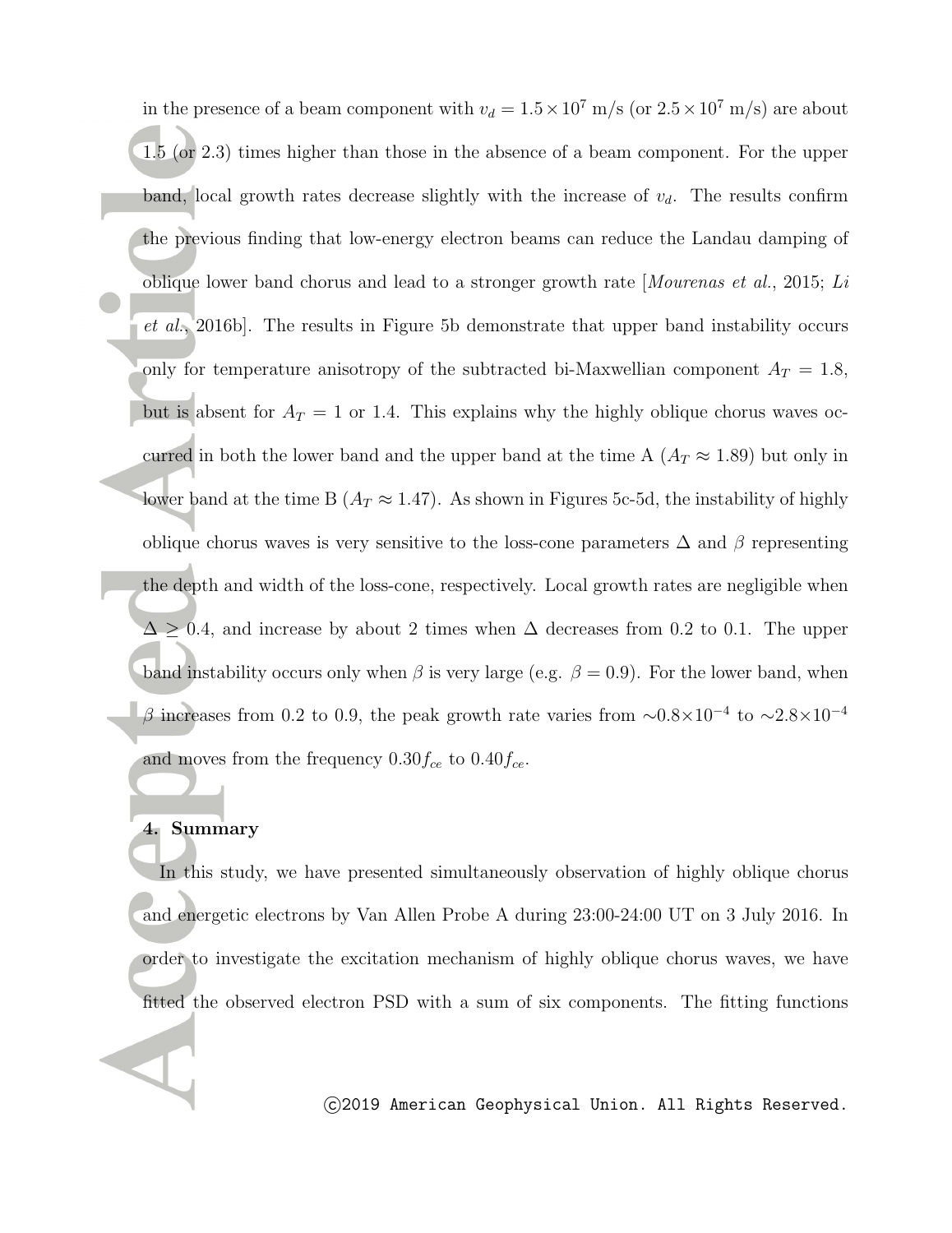in the presence of a beam component with $v_d = 1.5 \times 10^7$ m/s (or $2.5 \times 10^7$ m/s) are about 1.5 (or 2.3) times higher than those in the absence of a beam component. For the upper band, local growth rates decrease slightly with the increase of $v_d$. The results confirm the previous finding that low-energy electron beams can reduce the Landau damping of oblique lower band chorus and lead to a stronger growth rate [*Mourenas et al.*, 2015; *Li et al.*, 2016b]. The results in Figure 5b demonstrate that upper band instability occurs only for temperature anisotropy of the subtracted bi-Maxwellian component $A_T = 1.8$, but is absent for $A_T = 1$ or 1.4. This explains why the highly oblique chorus waves occurred in both the lower band and the upper band at the time A ($A_T \approx 1.89$) but only in lower band at the time B ($A_T \approx 1.47$). As shown in Figures 5c-5d, the instability of highly oblique chorus waves is very sensitive to the loss-cone parameters $\Delta$ and $\beta$ representing the depth and width of the loss-cone, respectively. Local growth rates are negligible when $\Delta \geq 0.4$, and increase by about 2 times when $\Delta$ decreases from 0.2 to 0.1. The upper band instability occurs only when $\beta$ is very large (e.g. $\beta = 0.9$). For the lower band, when $\beta$ increases from 0.2 to 0.9, the peak growth rate varies from $\sim 0.8 \times 10^{-4}$ to $\sim 2.8 \times 10^{-4}$ and moves from the frequency $0.30 f_{ce}$ to $0.40 f_{ce}$.

## 4. Summary

In this study, we have presented simultaneously observation of highly oblique chorus and energetic electrons by Van Allen Probe A during 23:00-24:00 UT on 3 July 2016. In order to investigate the excitation mechanism of highly oblique chorus waves, we have fitted the observed electron PSD with a sum of six components. The fitting functions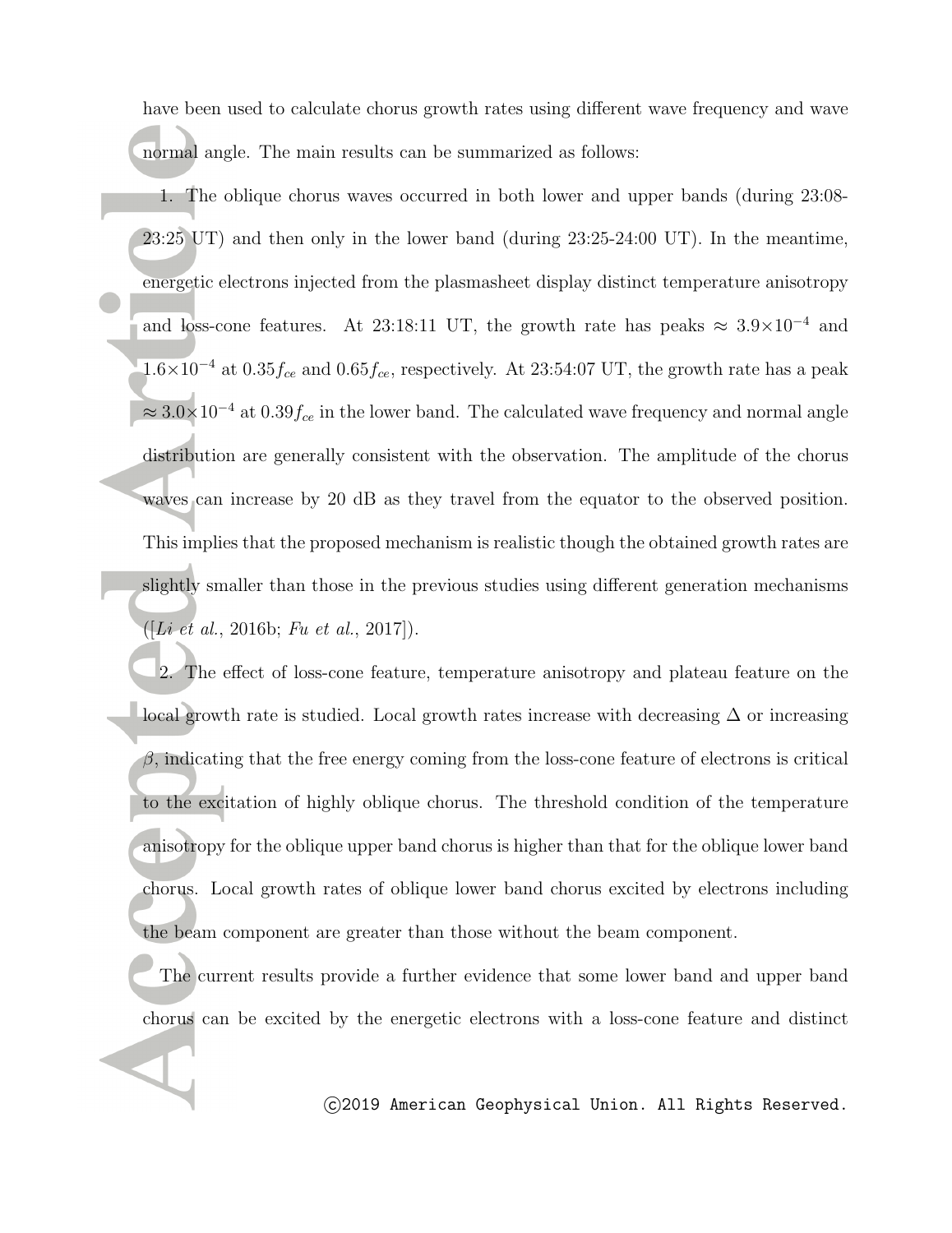have been used to calculate chorus growth rates using different wave frequency and wave normal angle. The main results can be summarized as follows:

1. The oblique chorus waves occurred in both lower and upper bands (during 23:08-23:25 UT) and then only in the lower band (during 23:25-24:00 UT). In the meantime, energetic electrons injected from the plasmasheet display distinct temperature anisotropy and loss-cone features. At 23:18:11 UT, the growth rate has peaks $\approx 3.9\times10^{-4}$ and $1.6\times10^{-4}$ at $0.35f_{ce}$ and $0.65f_{ce}$, respectively. At 23:54:07 UT, the growth rate has a peak $\approx 3.0\times10^{-4}$ at $0.39f_{ce}$ in the lower band. The calculated wave frequency and normal angle distribution are generally consistent with the observation. The amplitude of the chorus waves can increase by 20 dB as they travel from the equator to the observed position. This implies that the proposed mechanism is realistic though the obtained growth rates are slightly smaller than those in the previous studies using different generation mechanisms ([*Li et al.*, 2016b; *Fu et al.*, 2017]).

2. The effect of loss-cone feature, temperature anisotropy and plateau feature on the local growth rate is studied. Local growth rates increase with decreasing $\Delta$ or increasing $\beta$, indicating that the free energy coming from the loss-cone feature of electrons is critical to the excitation of highly oblique chorus. The threshold condition of the temperature anisotropy for the oblique upper band chorus is higher than that for the oblique lower band chorus. Local growth rates of oblique lower band chorus excited by electrons including the beam component are greater than those without the beam component.

The current results provide a further evidence that some lower band and upper band chorus can be excited by the energetic electrons with a loss-cone feature and distinct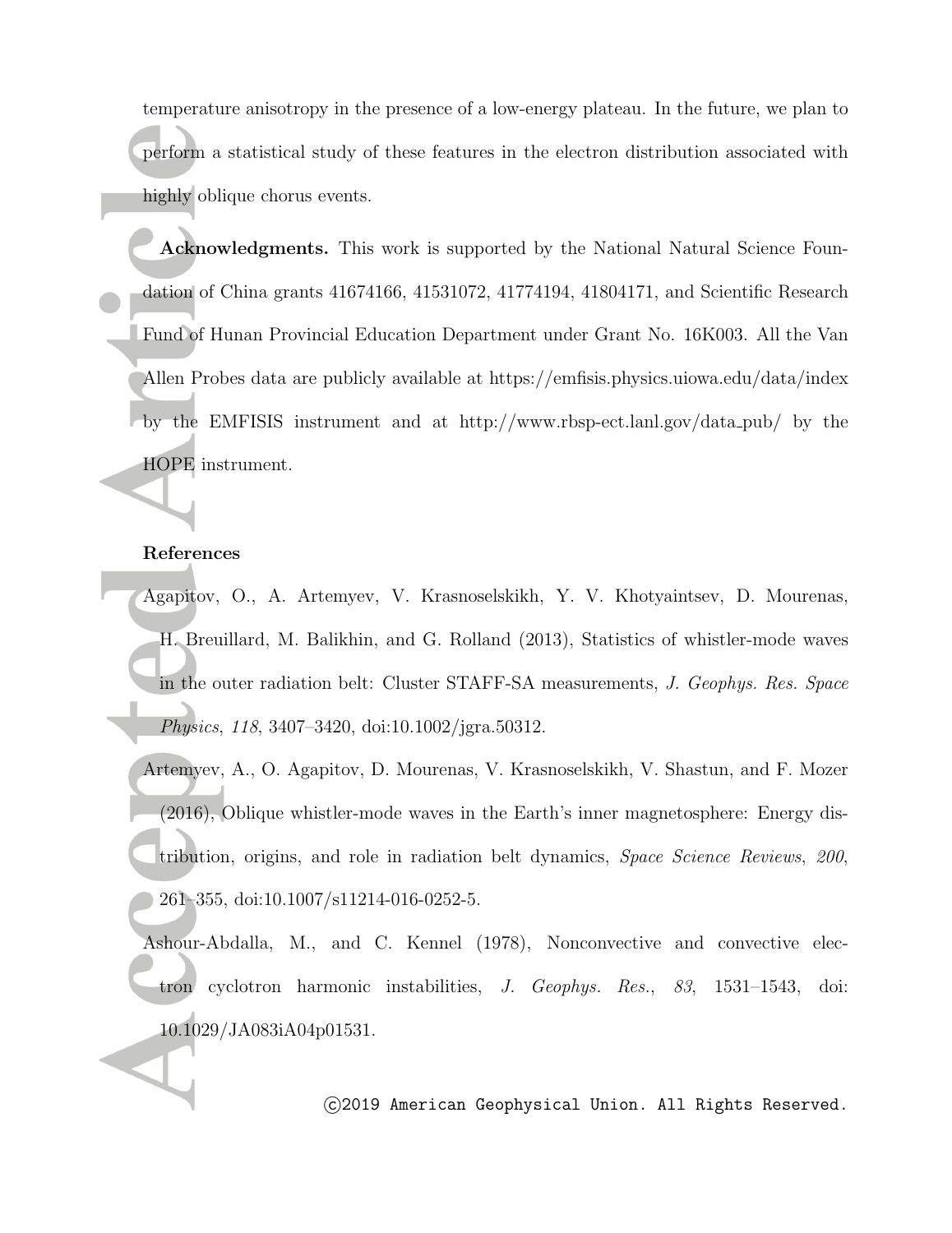temperature anisotropy in the presence of a low-energy plateau. In the future, we plan to perform a statistical study of these features in the electron distribution associated with highly oblique chorus events.

**Acknowledgments.** This work is supported by the National Natural Science Foundation of China grants 41674166, 41531072, 41774194, 41804171, and Scientific Research Fund of Hunan Provincial Education Department under Grant No. 16K003. All the Van Allen Probes data are publicly available at https://emfisis.physics.uiowa.edu/data/index by the EMFISIS instrument and at http://www.rbsp-ect.lanl.gov/data_pub/ by the HOPE instrument.

## References

Agapitov, O., A. Artemyev, V. Krasnoselskikh, Y. V. Khotyaintsev, D. Mourenas, H. Breuillard, M. Balikhin, and G. Rolland (2013), Statistics of whistler-mode waves in the outer radiation belt: Cluster STAFF-SA measurements, *J. Geophys. Res. Space Physics*, *118*, 3407–3420, doi:10.1002/jgra.50312.

Artemyev, A., O. Agapitov, D. Mourenas, V. Krasnoselskikh, V. Shastun, and F. Mozer (2016), Oblique whistler-mode waves in the Earth's inner magnetosphere: Energy distribution, origins, and role in radiation belt dynamics, *Space Science Reviews*, *200*, 261–355, doi:10.1007/s11214-016-0252-5.

Ashour-Abdalla, M., and C. Kennel (1978), Nonconvective and convective electron cyclotron harmonic instabilities, *J. Geophys. Res.*, *83*, 1531–1543, doi:10.1029/JA083iA04p01531.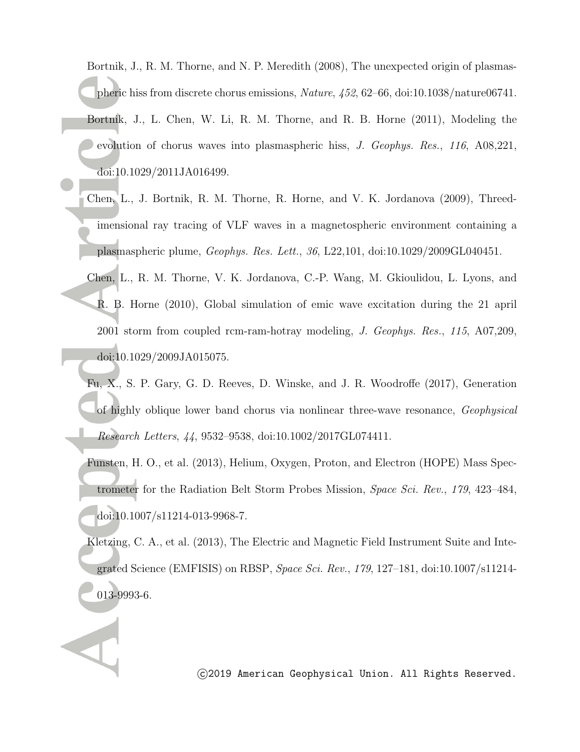Bortnik, J., R. M. Thorne, and N. P. Meredith (2008), The unexpected origin of plasmaspheric hiss from discrete chorus emissions, *Nature*, *452*, 62–66, doi:10.1038/nature06741.

Bortnik, J., L. Chen, W. Li, R. M. Thorne, and R. B. Horne (2011), Modeling the evolution of chorus waves into plasmaspheric hiss, *J. Geophys. Res.*, *116*, A08,221, doi:10.1029/2011JA016499.

Chen, L., J. Bortnik, R. M. Thorne, R. Horne, and V. K. Jordanova (2009), Threedimensional ray tracing of VLF waves in a magnetospheric environment containing a plasmaspheric plume, *Geophys. Res. Lett.*, *36*, L22,101, doi:10.1029/2009GL040451.

Chen, L., R. M. Thorne, V. K. Jordanova, C.-P. Wang, M. Gkioulidou, L. Lyons, and R. B. Horne (2010), Global simulation of emic wave excitation during the 21 april 2001 storm from coupled rcm-ram-hotray modeling, *J. Geophys. Res.*, *115*, A07,209, doi:10.1029/2009JA015075.

Fu, X., S. P. Gary, G. D. Reeves, D. Winske, and J. R. Woodroffe (2017), Generation of highly oblique lower band chorus via nonlinear three-wave resonance, *Geophysical Research Letters*, *44*, 9532–9538, doi:10.1002/2017GL074411.

Funsten, H. O., et al. (2013), Helium, Oxygen, Proton, and Electron (HOPE) Mass Spectrometer for the Radiation Belt Storm Probes Mission, *Space Sci. Rev.*, *179*, 423–484, doi:10.1007/s11214-013-9968-7.

Kletzing, C. A., et al. (2013), The Electric and Magnetic Field Instrument Suite and Integrated Science (EMFISIS) on RBSP, *Space Sci. Rev.*, *179*, 127–181, doi:10.1007/s11214-013-9993-6.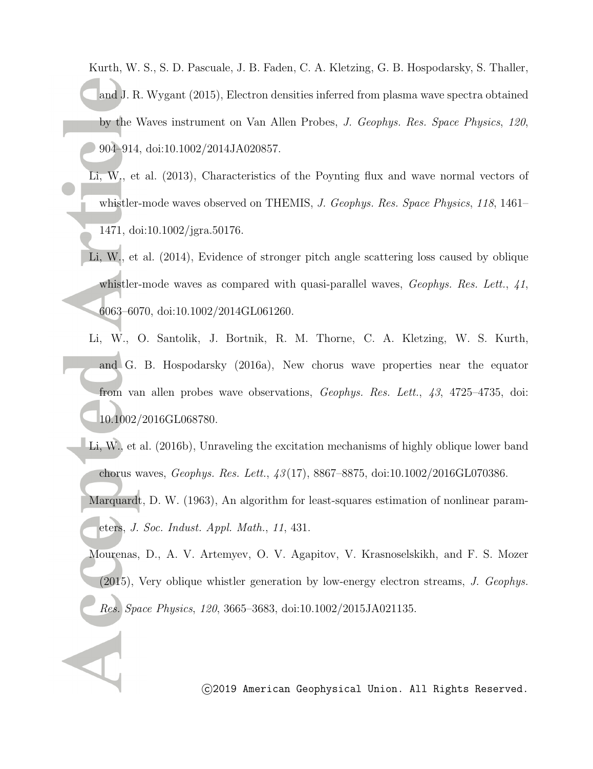Kurth, W. S., S. D. Pascuale, J. B. Faden, C. A. Kletzing, G. B. Hospodarsky, S. Thaller, and J. R. Wygant (2015), Electron densities inferred from plasma wave spectra obtained by the Waves instrument on Van Allen Probes, *J. Geophys. Res. Space Physics*, *120*, 904–914, doi:10.1002/2014JA020857.

Li, W., et al. (2013), Characteristics of the Poynting flux and wave normal vectors of whistler-mode waves observed on THEMIS, *J. Geophys. Res. Space Physics*, *118*, 1461–1471, doi:10.1002/jgra.50176.

Li, W., et al. (2014), Evidence of stronger pitch angle scattering loss caused by oblique whistler-mode waves as compared with quasi-parallel waves, *Geophys. Res. Lett.*, *41*, 6063–6070, doi:10.1002/2014GL061260.

Li, W., O. Santolik, J. Bortnik, R. M. Thorne, C. A. Kletzing, W. S. Kurth, and G. B. Hospodarsky (2016a), New chorus wave properties near the equator from van allen probes wave observations, *Geophys. Res. Lett.*, *43*, 4725–4735, doi:10.1002/2016GL068780.

Li, W., et al. (2016b), Unraveling the excitation mechanisms of highly oblique lower band chorus waves, *Geophys. Res. Lett.*, *43*(17), 8867–8875, doi:10.1002/2016GL070386.

Marquardt, D. W. (1963), An algorithm for least-squares estimation of nonlinear parameters, *J. Soc. Indust. Appl. Math.*, *11*, 431.

Mourenas, D., A. V. Artemyev, O. V. Agapitov, V. Krasnoselskikh, and F. S. Mozer (2015), Very oblique whistler generation by low-energy electron streams, *J. Geophys. Res. Space Physics*, *120*, 3665–3683, doi:10.1002/2015JA021135.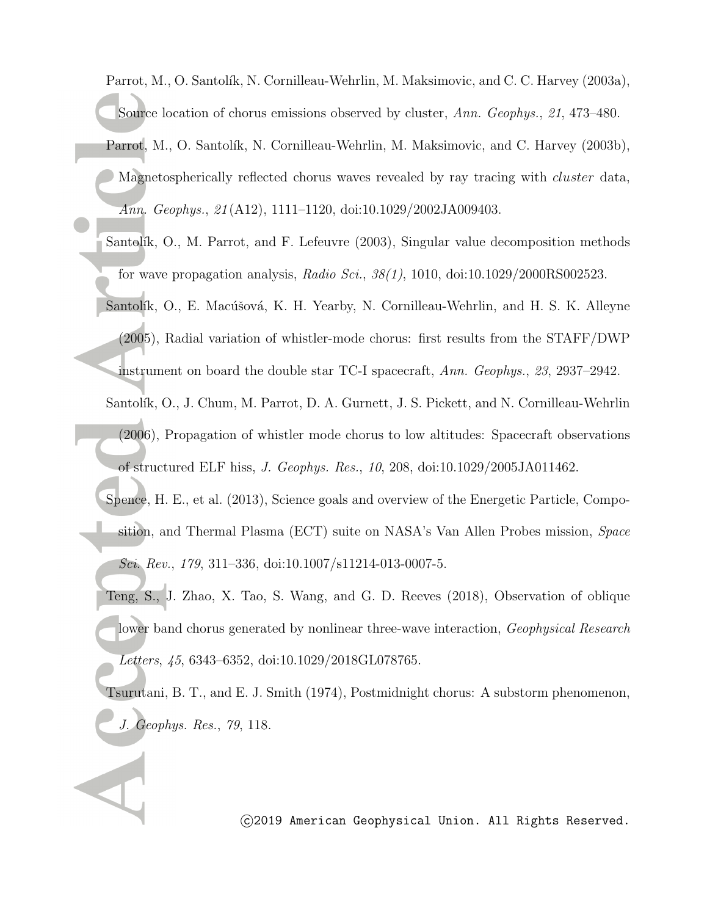Parrot, M., O. Santolík, N. Cornilleau-Wehrlin, M. Maksimovic, and C. C. Harvey (2003a), Source location of chorus emissions observed by cluster, *Ann. Geophys.*, *21*, 473–480.

Parrot, M., O. Santolík, N. Cornilleau-Wehrlin, M. Maksimovic, and C. Harvey (2003b), Magnetospherically reflected chorus waves revealed by ray tracing with *cluster* data, *Ann. Geophys.*, *21*(A12), 1111–1120, doi:10.1029/2002JA009403.

Santolík, O., M. Parrot, and F. Lefeuvre (2003), Singular value decomposition methods for wave propagation analysis, *Radio Sci.*, *38(1)*, 1010, doi:10.1029/2000RS002523.

Santolík, O., E. Macúšová, K. H. Yearby, N. Cornilleau-Wehrlin, and H. S. K. Alleyne (2005), Radial variation of whistler-mode chorus: first results from the STAFF/DWP instrument on board the double star TC-I spacecraft, *Ann. Geophys.*, *23*, 2937–2942.

Santolík, O., J. Chum, M. Parrot, D. A. Gurnett, J. S. Pickett, and N. Cornilleau-Wehrlin (2006), Propagation of whistler mode chorus to low altitudes: Spacecraft observations of structured ELF hiss, *J. Geophys. Res.*, *10*, 208, doi:10.1029/2005JA011462.

Spence, H. E., et al. (2013), Science goals and overview of the Energetic Particle, Composition, and Thermal Plasma (ECT) suite on NASA's Van Allen Probes mission, *Space Sci. Rev.*, *179*, 311–336, doi:10.1007/s11214-013-0007-5.

Teng, S., J. Zhao, X. Tao, S. Wang, and G. D. Reeves (2018), Observation of oblique lower band chorus generated by nonlinear three-wave interaction, *Geophysical Research Letters*, *45*, 6343–6352, doi:10.1029/2018GL078765.

Tsurutani, B. T., and E. J. Smith (1974), Postmidnight chorus: A substorm phenomenon, *J. Geophys. Res.*, *79*, 118.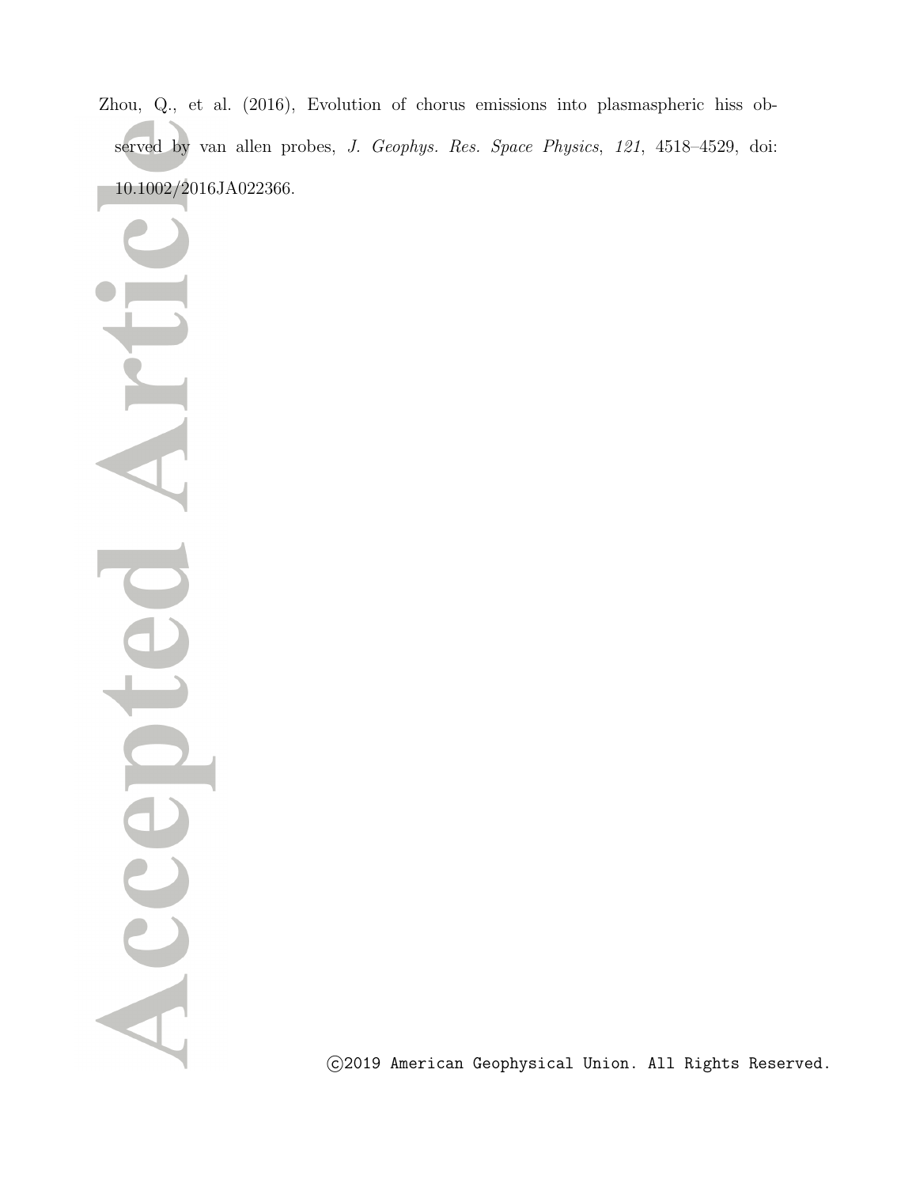Zhou, Q., et al. (2016), Evolution of chorus emissions into plasmaspheric hiss observed by van allen probes, *J. Geophys. Res. Space Physics*, *121*, 4518–4529, doi: 10.1002/2016JA022366.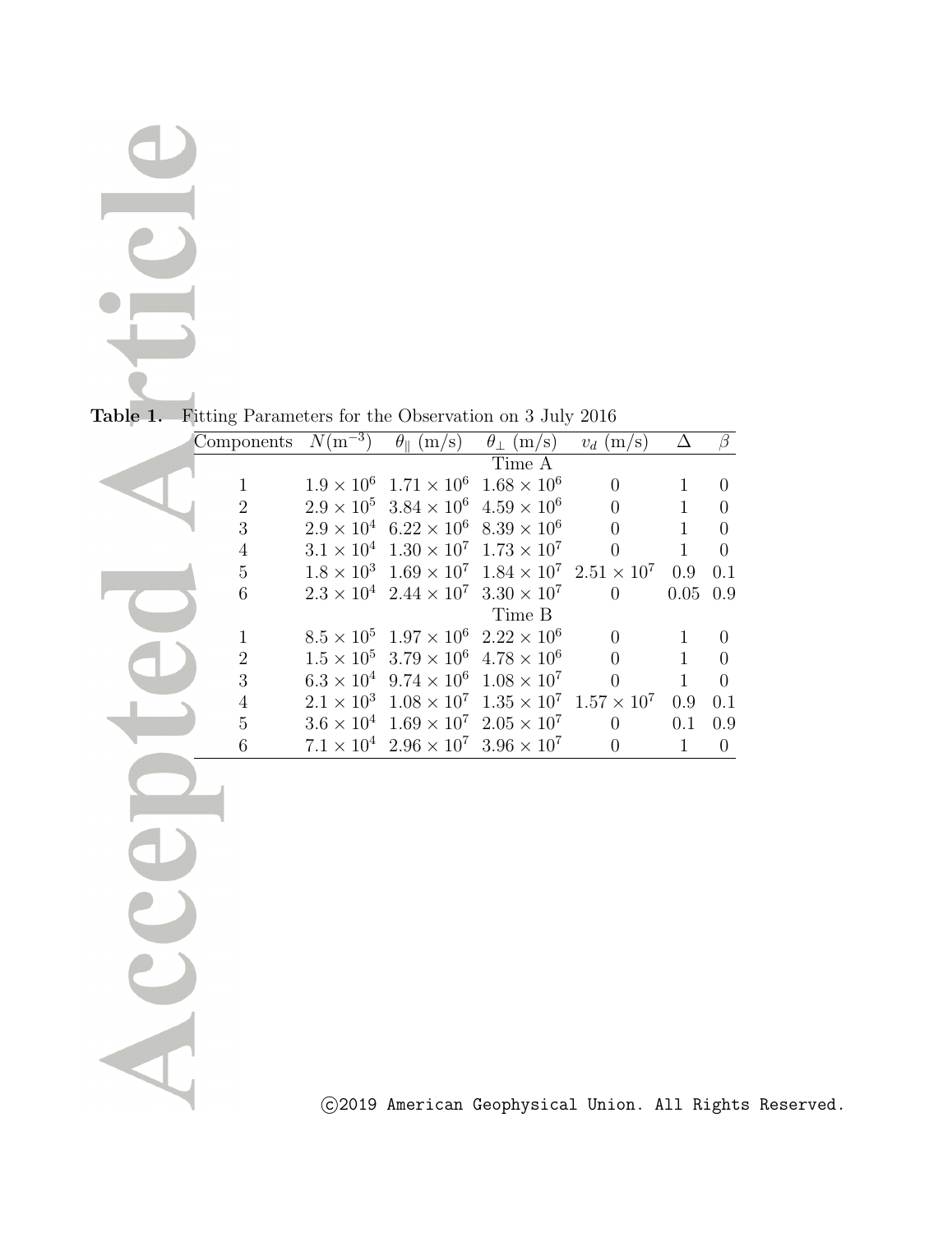**Table 1.** Fitting Parameters for the Observation on 3 July 2016

| Components | $N(\mathrm{m}^{-3})$ | $\theta_{\parallel}$ (m/s) | $\theta_{\perp}$ (m/s) | $v_d$ (m/s) | $\Delta$ | $\beta$ |
|---|---|---|---|---|---|---|
| | | | Time A | | | |
| 1 | $1.9 \times 10^6$ | $1.71 \times 10^6$ | $1.68 \times 10^6$ | 0 | 1 | 0 |
| 2 | $2.9 \times 10^5$ | $3.84 \times 10^6$ | $4.59 \times 10^6$ | 0 | 1 | 0 |
| 3 | $2.9 \times 10^4$ | $6.22 \times 10^6$ | $8.39 \times 10^6$ | 0 | 1 | 0 |
| 4 | $3.1 \times 10^4$ | $1.30 \times 10^7$ | $1.73 \times 10^7$ | 0 | 1 | 0 |
| 5 | $1.8 \times 10^3$ | $1.69 \times 10^7$ | $1.84 \times 10^7$ | $2.51 \times 10^7$ | 0.9 | 0.1 |
| 6 | $2.3 \times 10^4$ | $2.44 \times 10^7$ | $3.30 \times 10^7$ | 0 | 0.05 | 0.9 |
| | | | Time B | | | |
| 1 | $8.5 \times 10^5$ | $1.97 \times 10^6$ | $2.22 \times 10^6$ | 0 | 1 | 0 |
| 2 | $1.5 \times 10^5$ | $3.79 \times 10^6$ | $4.78 \times 10^6$ | 0 | 1 | 0 |
| 3 | $6.3 \times 10^4$ | $9.74 \times 10^6$ | $1.08 \times 10^7$ | 0 | 1 | 0 |
| 4 | $2.1 \times 10^3$ | $1.08 \times 10^7$ | $1.35 \times 10^7$ | $1.57 \times 10^7$ | 0.9 | 0.1 |
| 5 | $3.6 \times 10^4$ | $1.69 \times 10^7$ | $2.05 \times 10^7$ | 0 | 0.1 | 0.9 |
| 6 | $7.1 \times 10^4$ | $2.96 \times 10^7$ | $3.96 \times 10^7$ | 0 | 1 | 0 |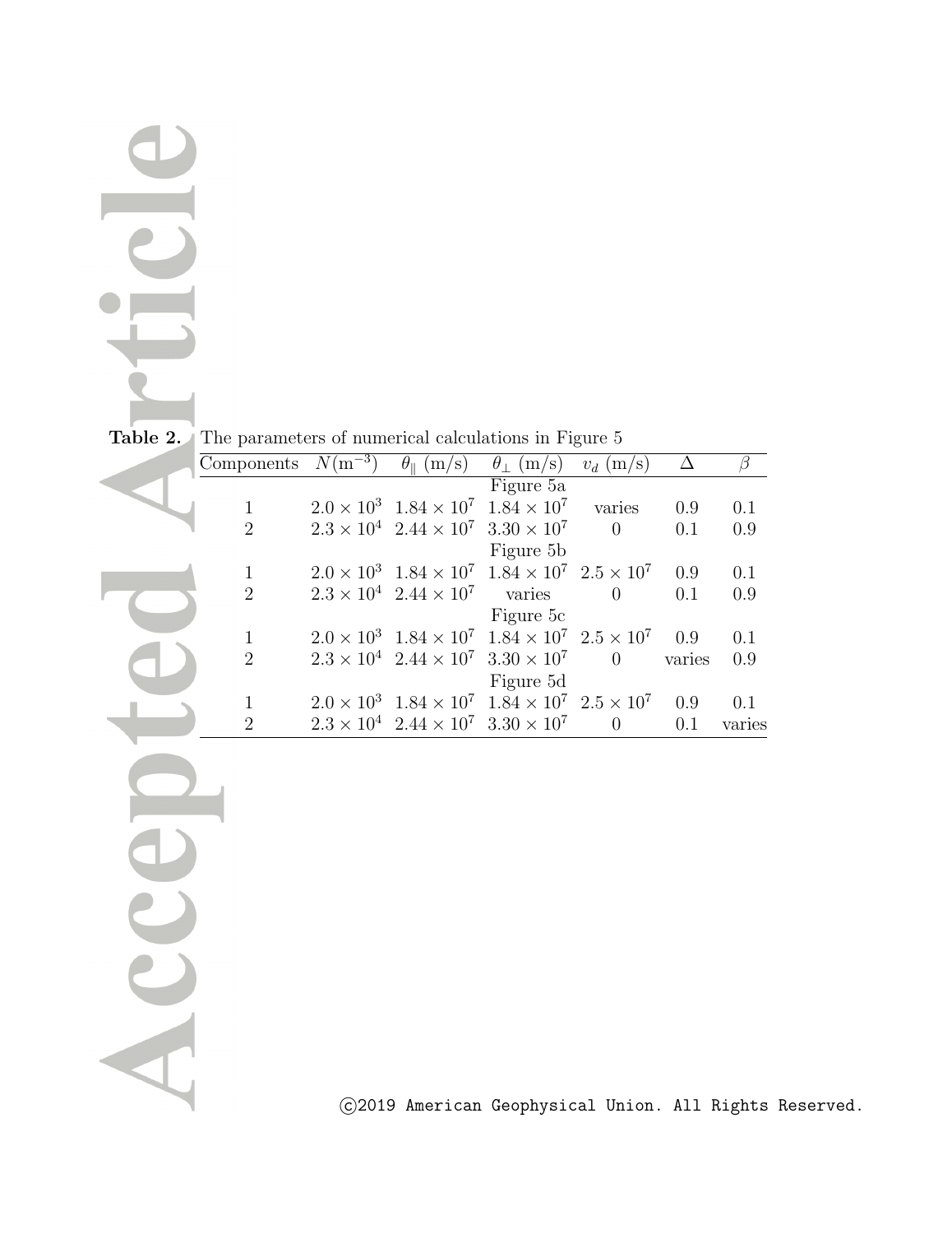**Table 2.** The parameters of numerical calculations in Figure 5

| Components | $N(\mathrm{m}^{-3})$ | $\theta_{\parallel}$ (m/s) | $\theta_{\perp}$ (m/s) | $v_d$ (m/s) | $\Delta$ | $\beta$ |
|---|---|---|---|---|---|---|
| | | | Figure 5a | | | |
| 1 | $2.0 \times 10^3$ | $1.84 \times 10^7$ | $1.84 \times 10^7$ | varies | 0.9 | 0.1 |
| 2 | $2.3 \times 10^4$ | $2.44 \times 10^7$ | $3.30 \times 10^7$ | 0 | 0.1 | 0.9 |
| | | | Figure 5b | | | |
| 1 | $2.0 \times 10^3$ | $1.84 \times 10^7$ | $1.84 \times 10^7$ | $2.5 \times 10^7$ | 0.9 | 0.1 |
| 2 | $2.3 \times 10^4$ | $2.44 \times 10^7$ | varies | 0 | 0.1 | 0.9 |
| | | | Figure 5c | | | |
| 1 | $2.0 \times 10^3$ | $1.84 \times 10^7$ | $1.84 \times 10^7$ | $2.5 \times 10^7$ | 0.9 | 0.1 |
| 2 | $2.3 \times 10^4$ | $2.44 \times 10^7$ | $3.30 \times 10^7$ | 0 | varies | 0.9 |
| | | | Figure 5d | | | |
| 1 | $2.0 \times 10^3$ | $1.84 \times 10^7$ | $1.84 \times 10^7$ | $2.5 \times 10^7$ | 0.9 | 0.1 |
| 2 | $2.3 \times 10^4$ | $2.44 \times 10^7$ | $3.30 \times 10^7$ | 0 | 0.1 | varies |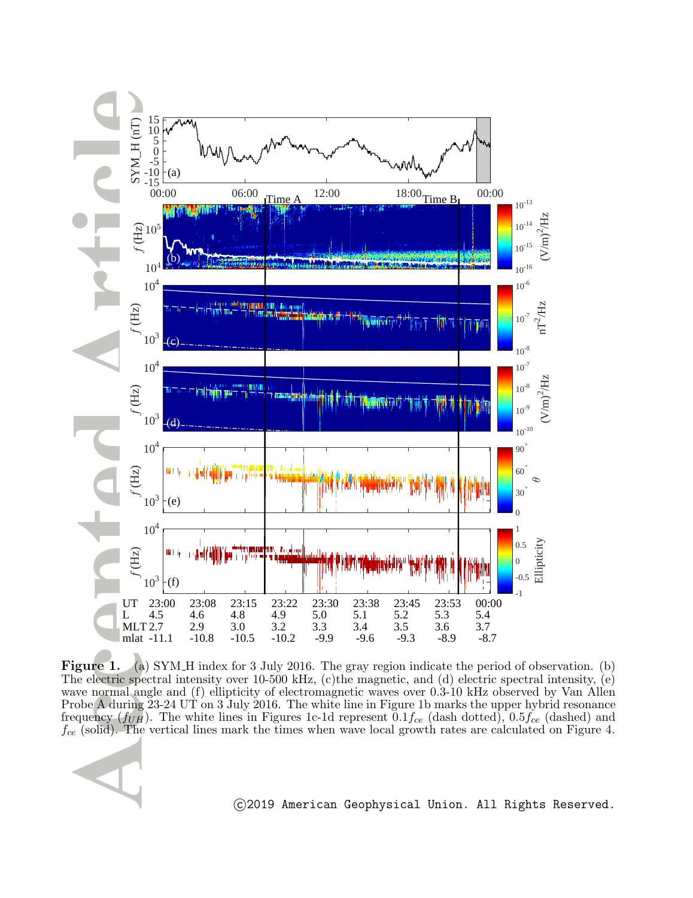**Figure 1.** (a) SYM_H index for 3 July 2016. The gray region indicate the period of observation. (b) The electric spectral intensity over 10-500 kHz, (c)the magnetic, and (d) electric spectral intensity, (e) wave normal angle and (f) ellipticity of electromagnetic waves over 0.3-10 kHz observed by Van Allen Probe A during 23-24 UT on 3 July 2016. The white line in Figure 1b marks the upper hybrid resonance frequency ($f_{UH}$). The white lines in Figures 1c-1d represent $0.1f_{ce}$ (dash dotted), $0.5f_{ce}$ (dashed) and $f_{ce}$ (solid). The vertical lines mark the times when wave local growth rates are calculated on Figure 4.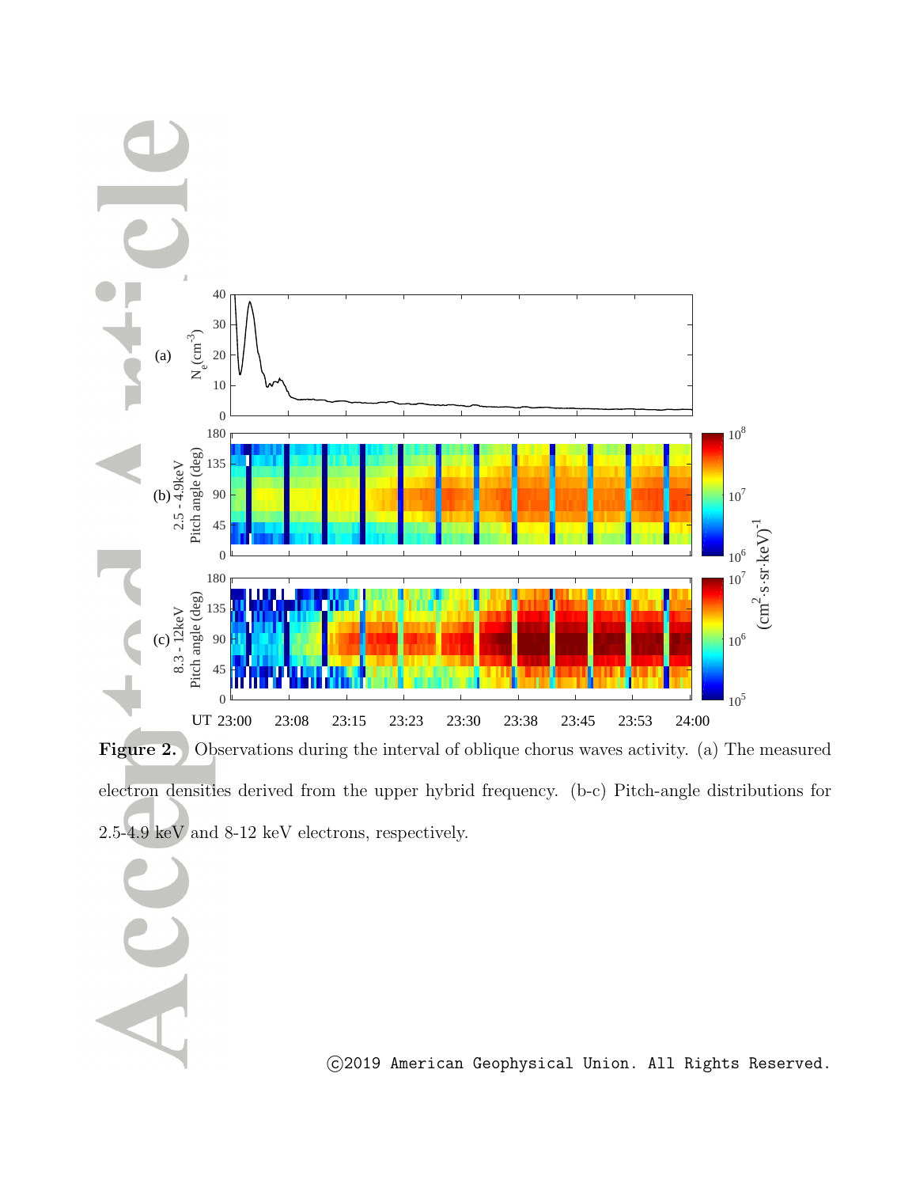**Figure 2.** Observations during the interval of oblique chorus waves activity. (a) The measured electron densities derived from the upper hybrid frequency. (b-c) Pitch-angle distributions for 2.5-4.9 keV and 8-12 keV electrons, respectively.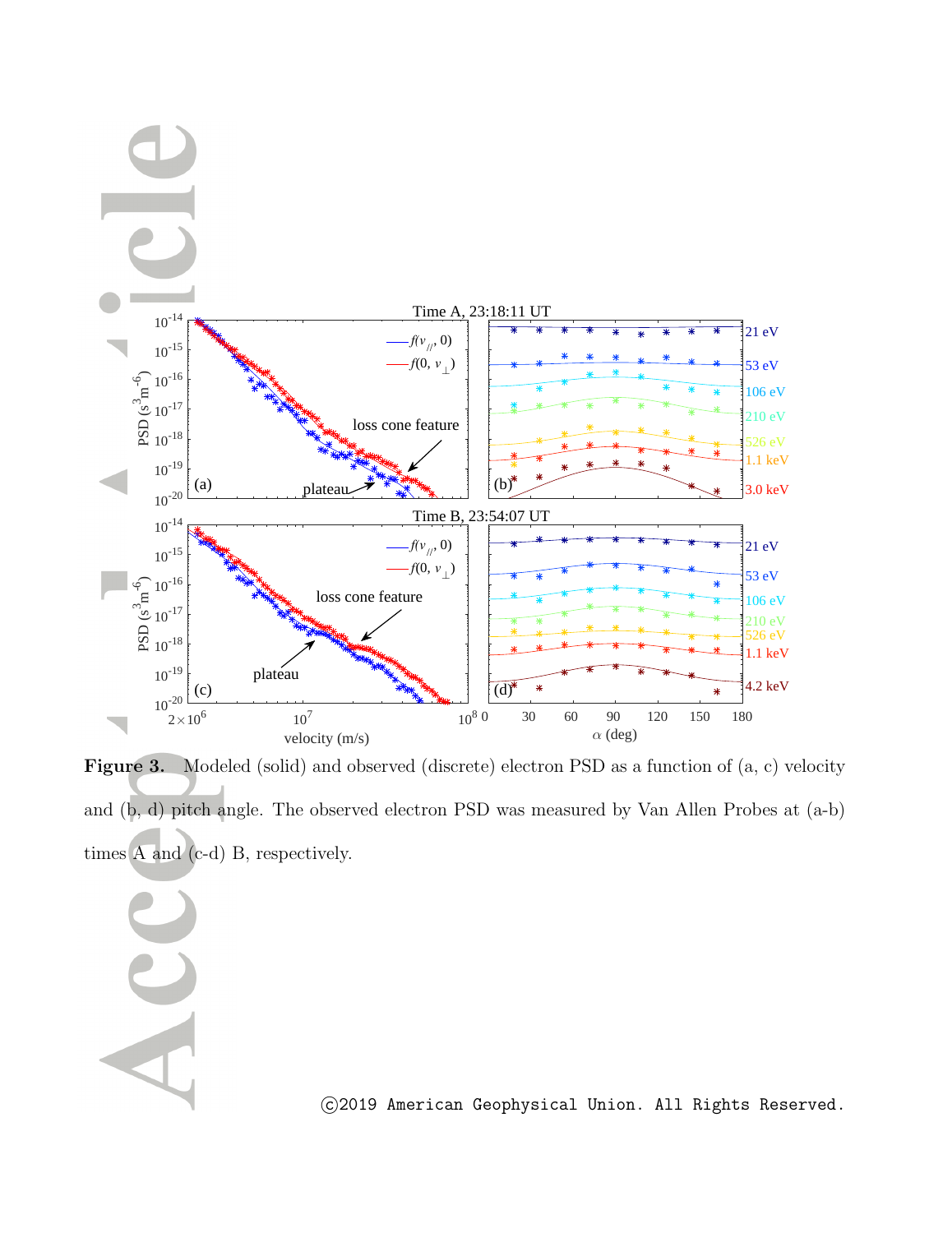**Figure 3.** Modeled (solid) and observed (discrete) electron PSD as a function of (a, c) velocity and (b, d) pitch angle. The observed electron PSD was measured by Van Allen Probes at (a-b) times A and (c-d) B, respectively.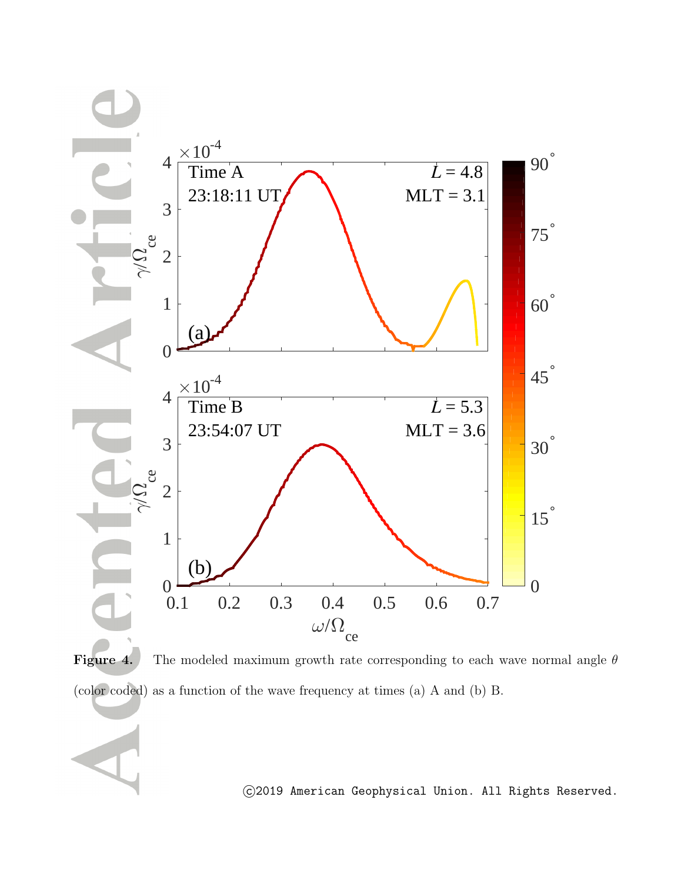**Figure 4.** The modeled maximum growth rate corresponding to each wave normal angle $\theta$ (color coded) as a function of the wave frequency at times (a) A and (b) B.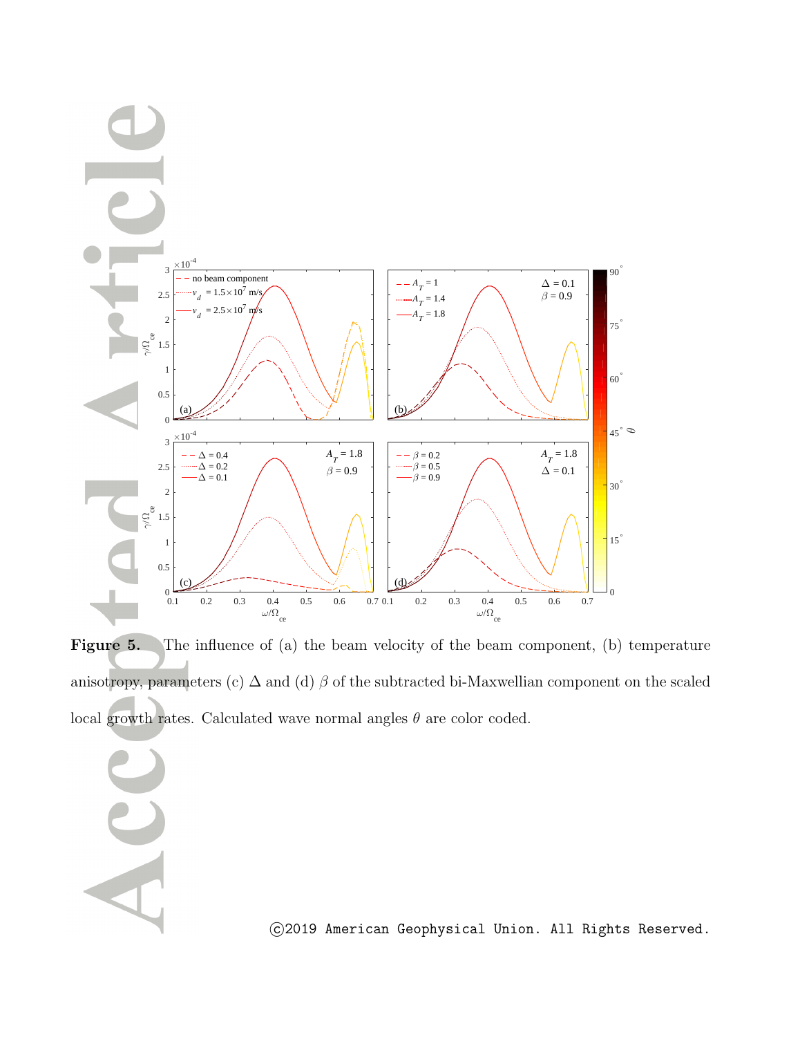$\times 10^{-4}$

(a)

no beam component

$v_d = 1.5 \times 10^7$ m/s

$v_d = 2.5 \times 10^7$ m/s

(b)

$A_T = 1$

$A_T = 1.4$

$A_T = 1.8$

$\Delta = 0.1$

$\beta = 0.9$

(c)

$\Delta = 0.4$

$\Delta = 0.2$

$\Delta = 0.1$

$A_T = 1.8$

$\beta = 0.9$

(d)

$\beta = 0.2$

$\beta = 0.5$

$\beta = 0.9$

$A_T = 1.8$

$\Delta = 0.1$

$\gamma/\Omega_{ce}$

$\omega/\Omega_{ce}$

$\theta$

0, 15°, 30°, 45°, 60°, 75°, 90°

**Figure 5.** The influence of (a) the beam velocity of the beam component, (b) temperature anisotropy, parameters (c) $\Delta$ and (d) $\beta$ of the subtracted bi-Maxwellian component on the scaled local growth rates. Calculated wave normal angles $\theta$ are color coded.